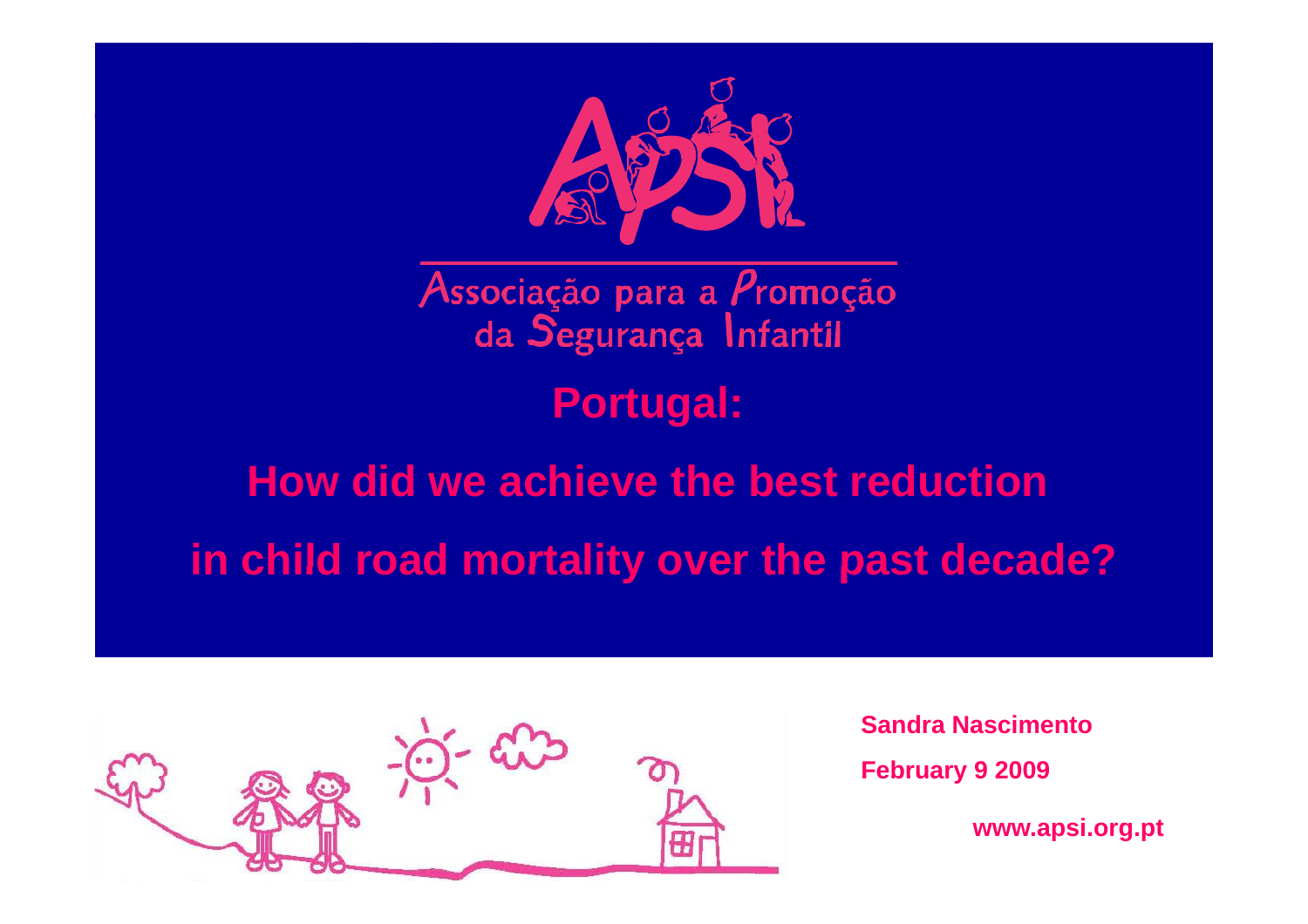Associação para a Promoção da Segurança Infantil

# Portugal:

# How did we achieve the best reduction in child road mortality over the past decade?

**Sandra Nascimento**

**February 9 2009**

**www.apsi.org.pt**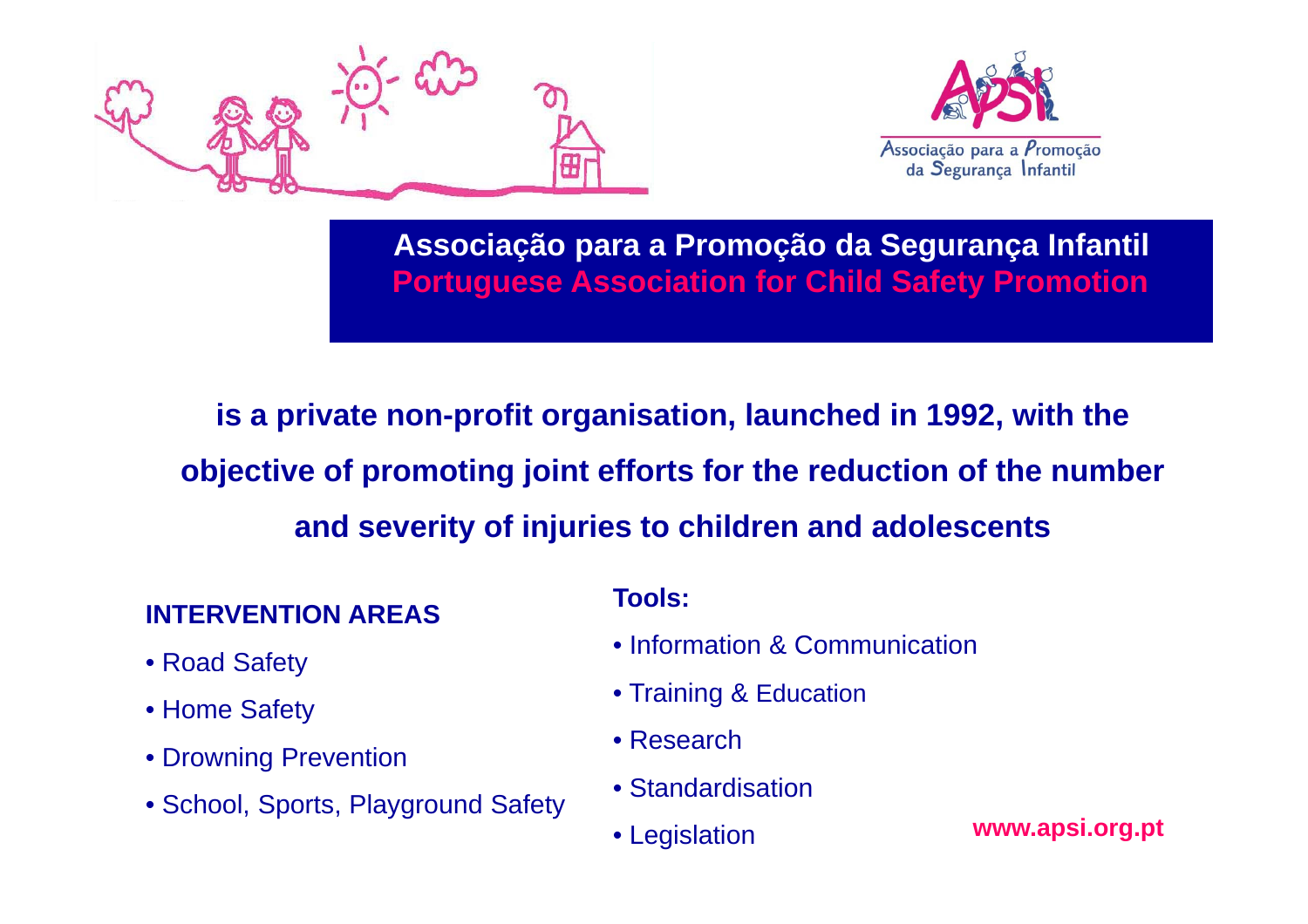## Associação para a Promoção da Segurança Infantil
## Portuguese Association for Child Safety Promotion

**is a private non-profit organisation, launched in 1992, with the objective of promoting joint efforts for the reduction of the number and severity of injuries to children and adolescents**

**INTERVENTION AREAS**

- Road Safety
- Home Safety
- Drowning Prevention
- School, Sports, Playground Safety

**Tools:**

- Information & Communication
- Training & Education
- Research
- Standardisation
- Legislation

**www.apsi.org.pt**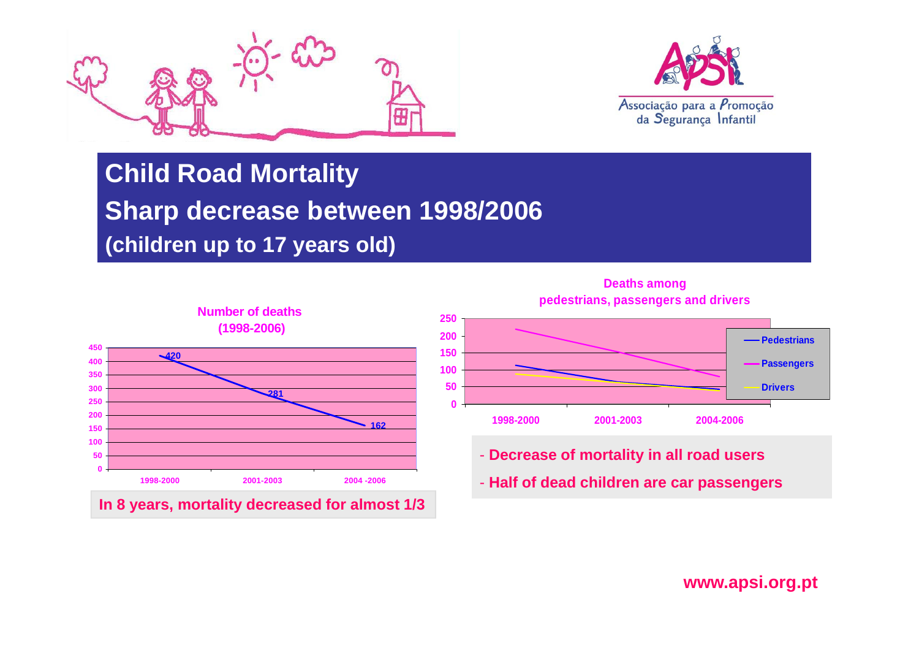# Child Road Mortality

## Sharp decrease between 1998/2006

### (children up to 17 years old)

**Number of deaths (1998-2006)**

| Period | Deaths |
|---|---|
| 1998-2000 | 420 |
| 2001-2003 | 281 |
| 2004 -2006 | 162 |

**In 8 years, mortality decreased for almost 1/3**

**Deaths among pedestrians, passengers and drivers**

- **Decrease of mortality in all road users**
- **Half of dead children are car passengers**

**www.apsi.org.pt**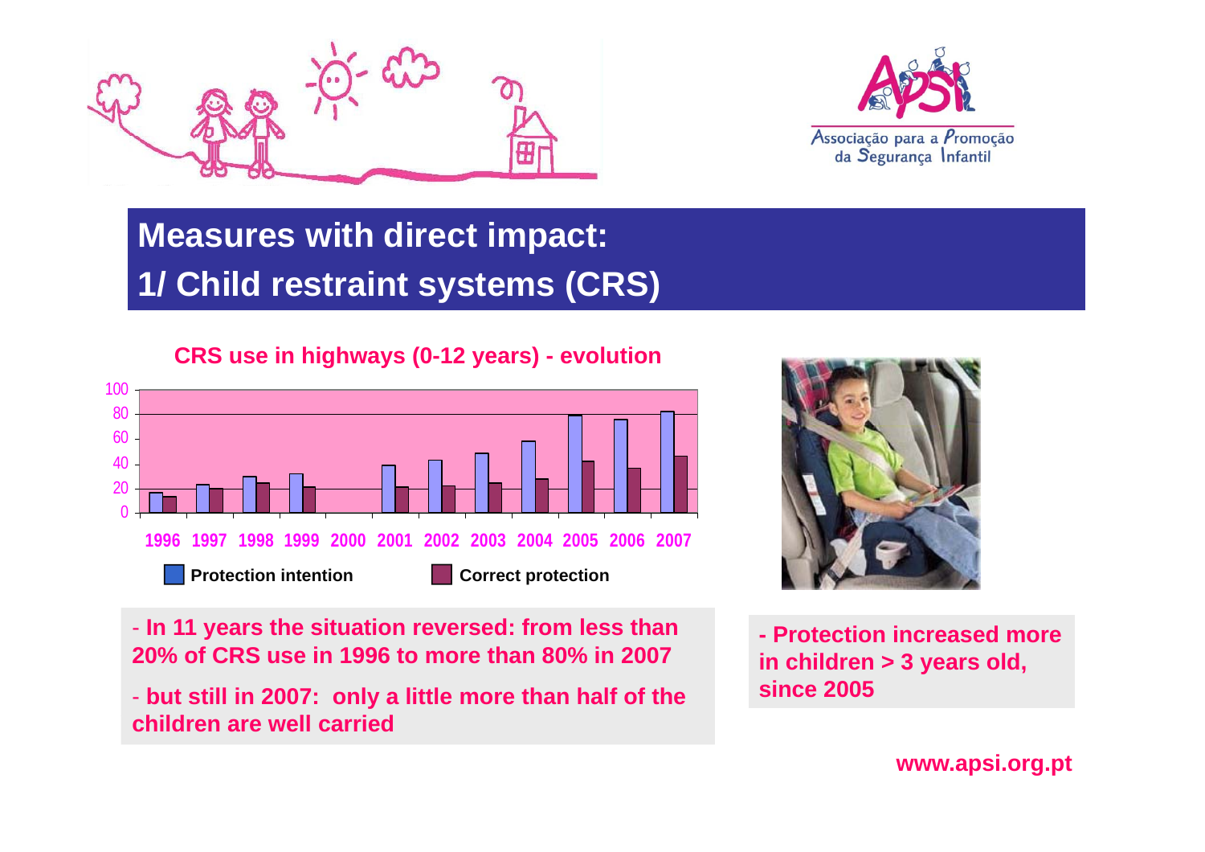# Measures with direct impact:
# 1/ Child restraint systems (CRS)

**CRS use in highways (0-12 years) - evolution**

| Year | Protection intention | Correct protection |
|---|---|---|
| 1996 | ~16 | ~13 |
| 1997 | ~23 | ~20 |
| 1998 | ~29 | ~24 |
| 1999 | ~31 | ~21 |
| 2000 | | |
| 2001 | ~38 | ~21 |
| 2002 | ~42 | ~22 |
| 2003 | ~48 | ~24 |
| 2004 | ~58 | ~27 |
| 2005 | ~79 | ~42 |
| 2006 | ~76 | ~36 |
| 2007 | ~82 | ~46 |

- **In 11 years the situation reversed: from less than 20% of CRS use in 1996 to more than 80% in 2007**
- **but still in 2007: only a little more than half of the children are well carried**

- **Protection increased more in children > 3 years old, since 2005**

**www.apsi.org.pt**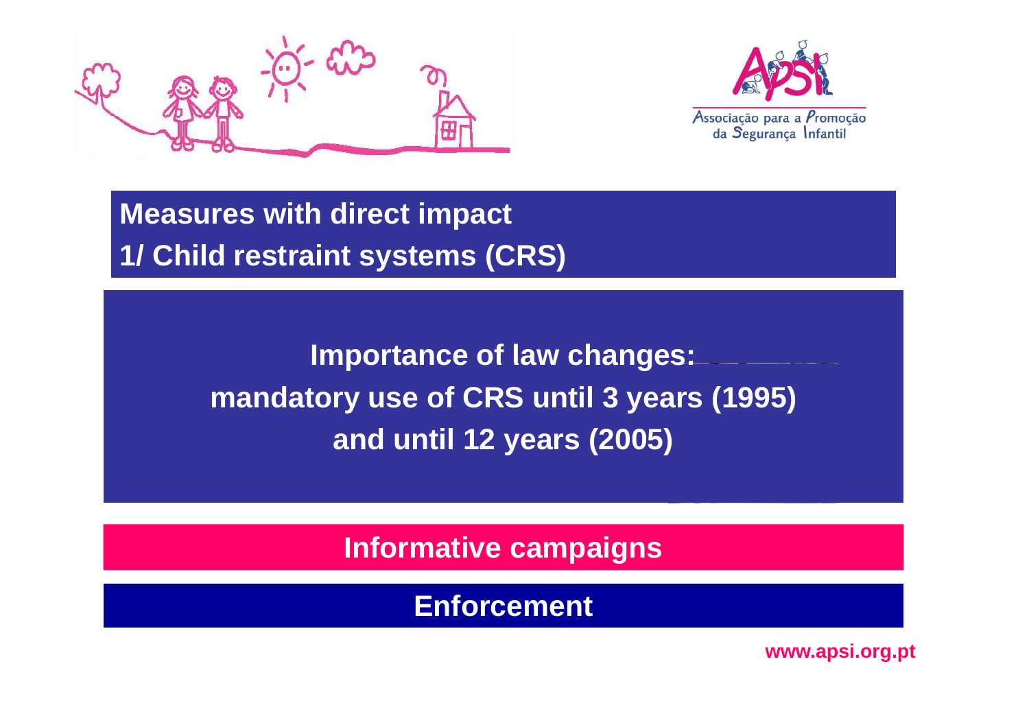## Measures with direct impact

## 1/ Child restraint systems (CRS)

**Importance of law changes:**
**mandatory use of CRS until 3 years (1995)**
**and until 12 years (2005)**

**Informative campaigns**

**Enforcement**

www.apsi.org.pt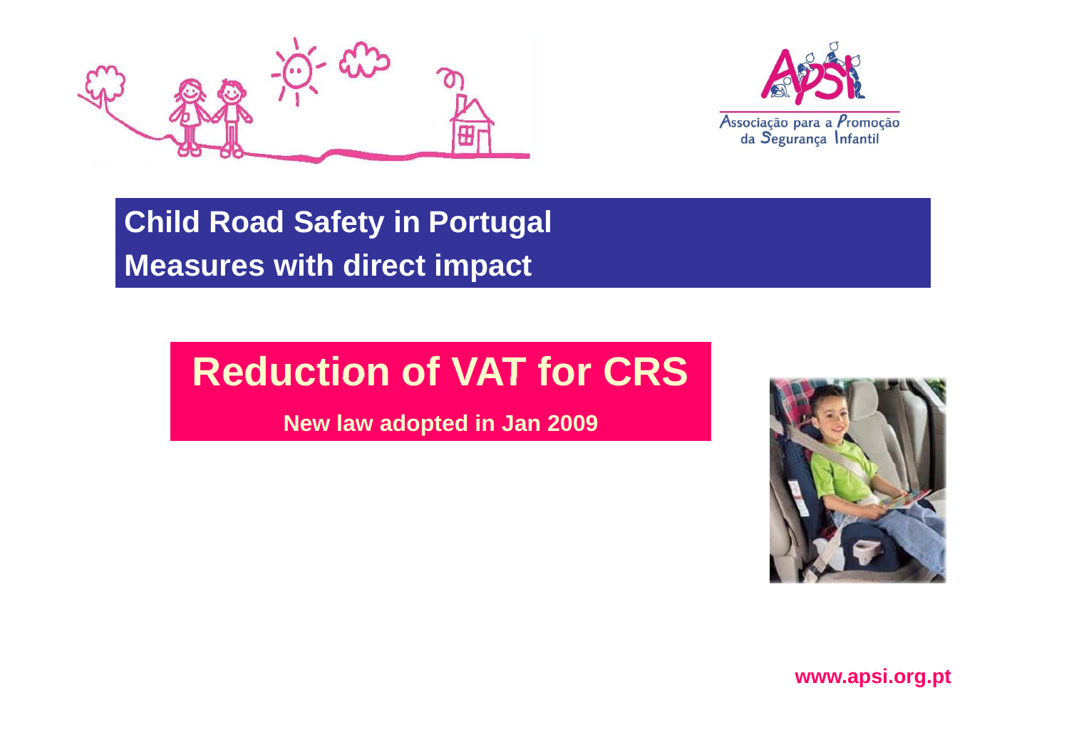Associação para a Promoção da Segurança Infantil

## Child Road Safety in Portugal

## Measures with direct impact

# Reduction of VAT for CRS

**New law adopted in Jan 2009**

**www.apsi.org.pt**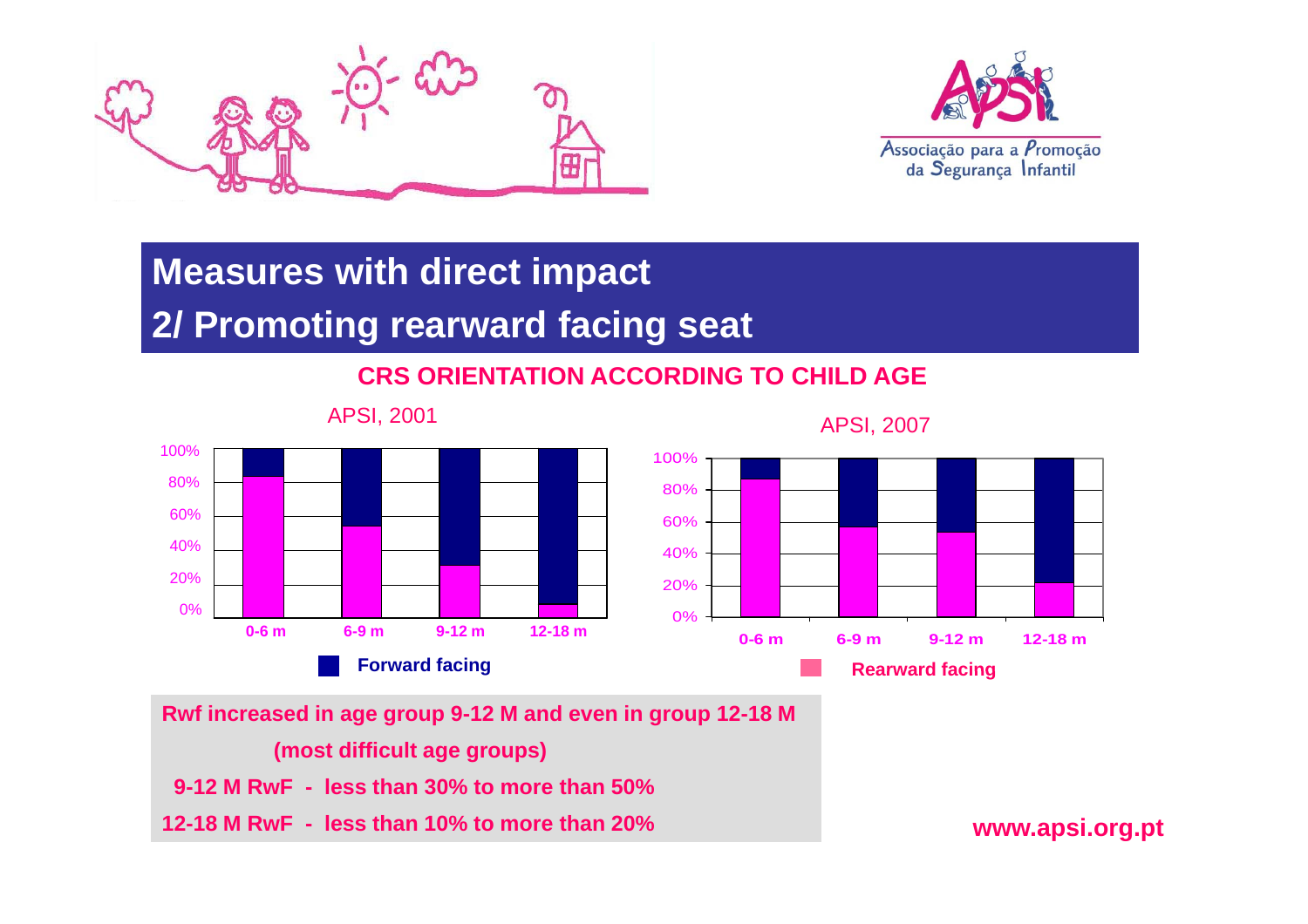# Measures with direct impact

## 2/ Promoting rearward facing seat

### CRS ORIENTATION ACCORDING TO CHILD AGE

APSI, 2001

APSI, 2007

0-6 m | 6-9 m | 9-12 m | 12-18 m

Forward facing | Rearward facing

**Rwf increased in age group 9-12 M and even in group 12-18 M**

**(most difficult age groups)**

**9-12 M RwF - less than 30% to more than 50%**

**12-18 M RwF - less than 10% to more than 20%**

www.apsi.org.pt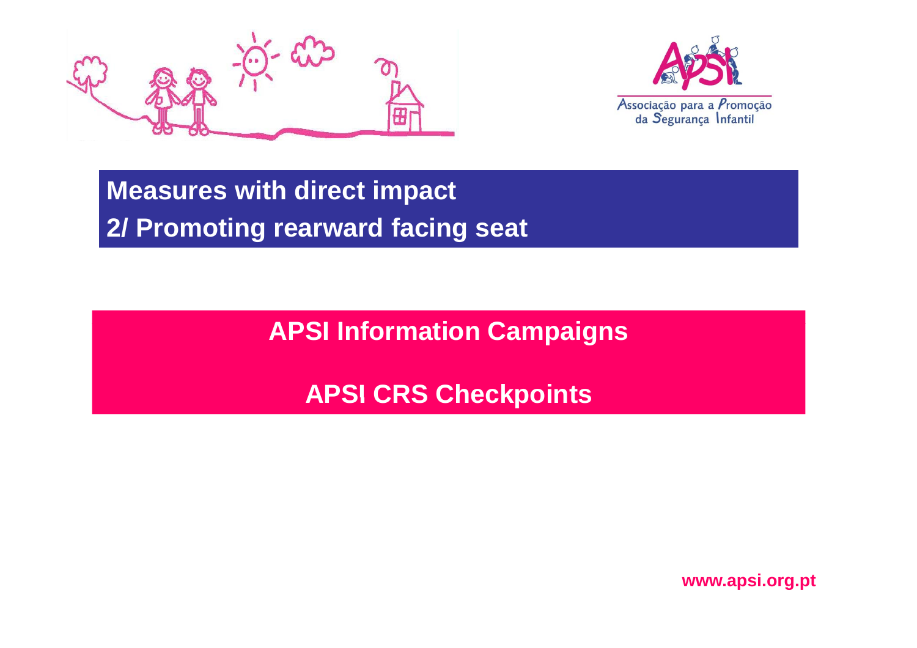## Measures with direct impact

## 2/ Promoting rearward facing seat

**APSI Information Campaigns**

**APSI CRS Checkpoints**

**www.apsi.org.pt**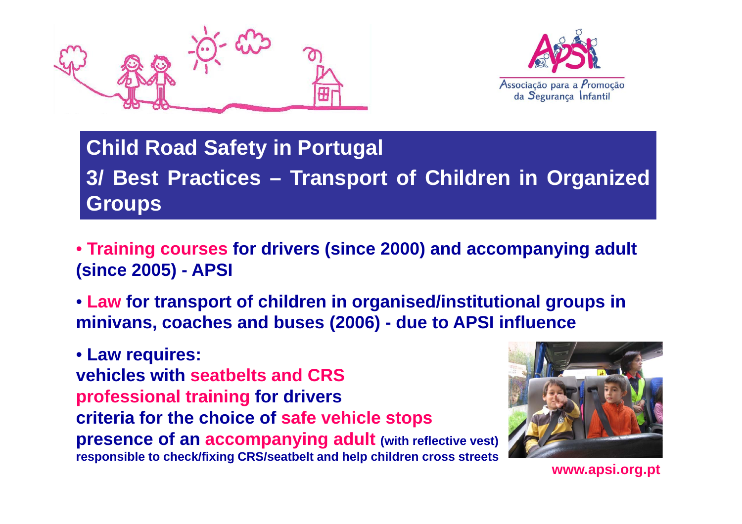Associação para a Promoção da Segurança Infantil

## Child Road Safety in Portugal

## 3/ Best Practices – Transport of Children in Organized Groups

- **Training courses for drivers (since 2000) and accompanying adult (since 2005) - APSI**
- **Law for transport of children in organised/institutional groups in minivans, coaches and buses (2006) - due to APSI influence**
- **Law requires:**

**vehicles with seatbelts and CRS**
**professional training for drivers**
**criteria for the choice of safe vehicle stops**
**presence of an accompanying adult (with reflective vest) responsible to check/fixing CRS/seatbelt and help children cross streets**

**www.apsi.org.pt**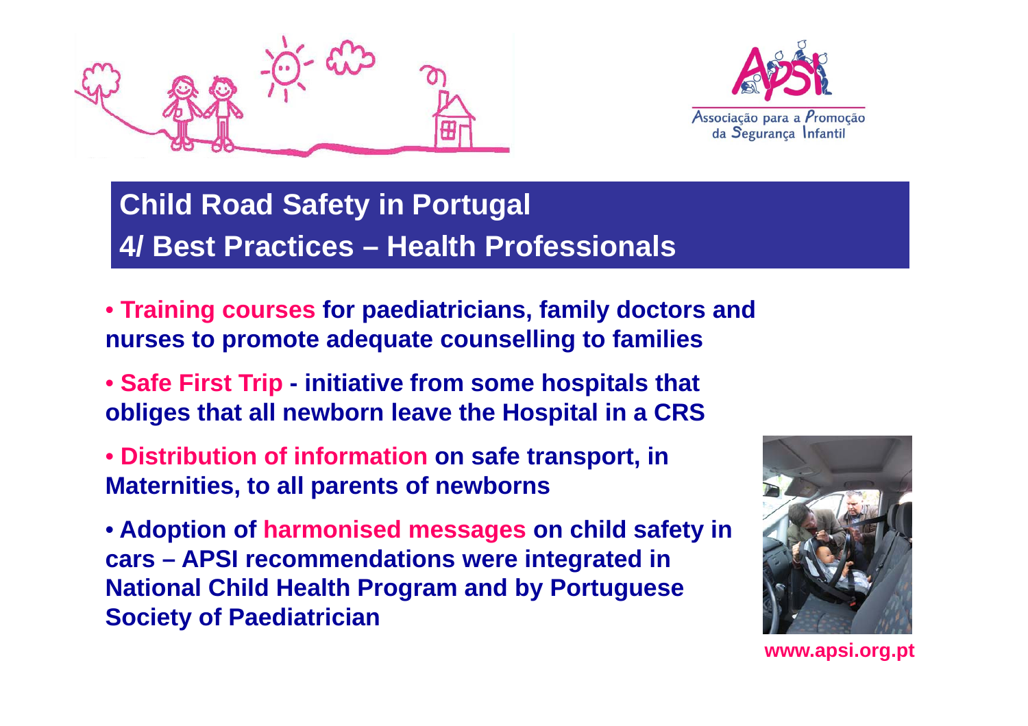## Child Road Safety in Portugal

## 4/ Best Practices – Health Professionals

- **Training courses for paediatricians, family doctors and nurses to promote adequate counselling to families**
- **Safe First Trip - initiative from some hospitals that obliges that all newborn leave the Hospital in a CRS**
- **Distribution of information on safe transport, in Maternities, to all parents of newborns**
- **Adoption of harmonised messages on child safety in cars – APSI recommendations were integrated in National Child Health Program and by Portuguese Society of Paediatrician**

www.apsi.org.pt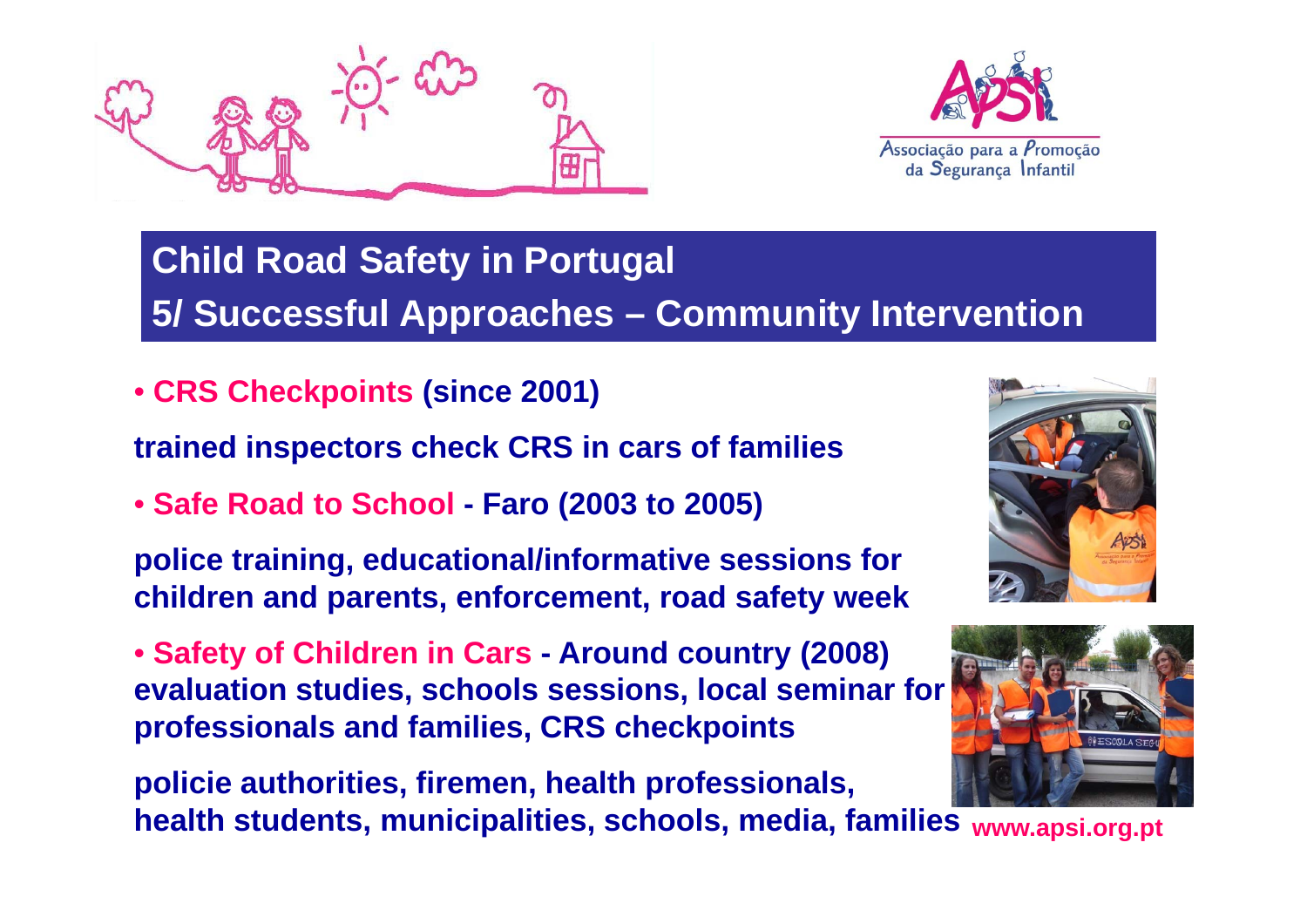Associação para a Promoção da Segurança Infantil

## Child Road Safety in Portugal
## 5/ Successful Approaches – Community Intervention

- **CRS Checkpoints (since 2001)**

**trained inspectors check CRS in cars of families**

- **Safe Road to School - Faro (2003 to 2005)**

**police training, educational/informative sessions for children and parents, enforcement, road safety week**

- **Safety of Children in Cars - Around country (2008)**
**evaluation studies, schools sessions, local seminar for professionals and families, CRS checkpoints**

**policie authorities, firemen, health professionals, health students, municipalities, schools, media, families**

**www.apsi.org.pt**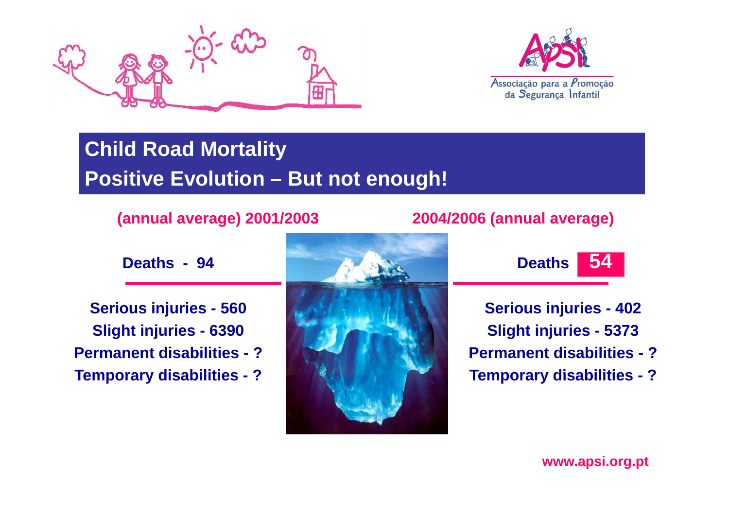## Child Road Mortality
## Positive Evolution – But not enough!

| (annual average) 2001/2003 | 2004/2006 (annual average) |
|---|---|
| **Deaths - 94** | **Deaths 54** |
| **Serious injuries - 560** | **Serious injuries - 402** |
| **Slight injuries - 6390** | **Slight injuries - 5373** |
| **Permanent disabilities - ?** | **Permanent disabilities - ?** |
| **Temporary disabilities - ?** | **Temporary disabilities - ?** |

www.apsi.org.pt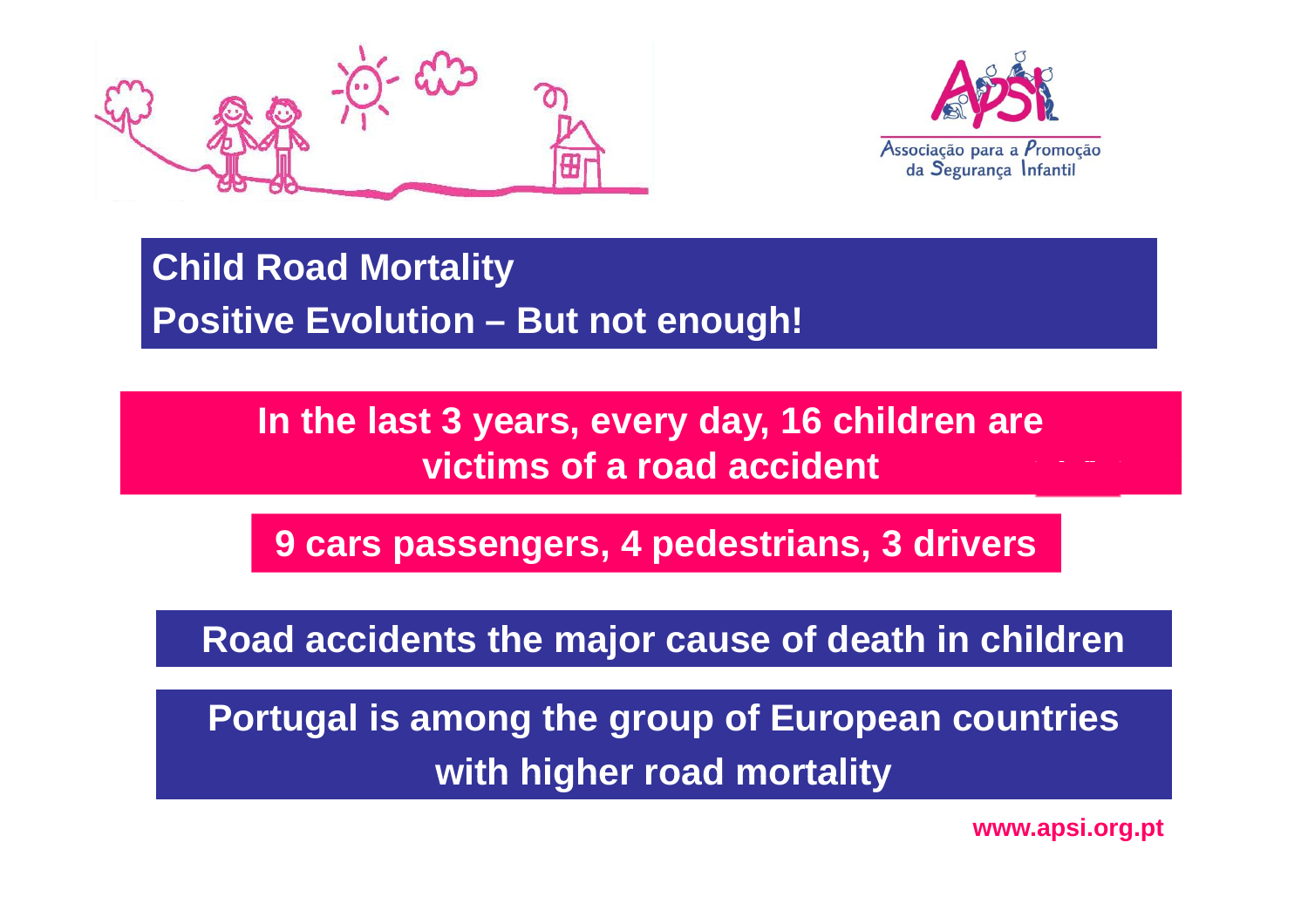Associação para a Promoção da Segurança Infantil

## Child Road Mortality

## Positive Evolution – But not enough!

**In the last 3 years, every day, 16 children are victims of a road accident**

**9 cars passengers, 4 pedestrians, 3 drivers**

**Road accidents the major cause of death in children**

**Portugal is among the group of European countries with higher road mortality**

www.apsi.org.pt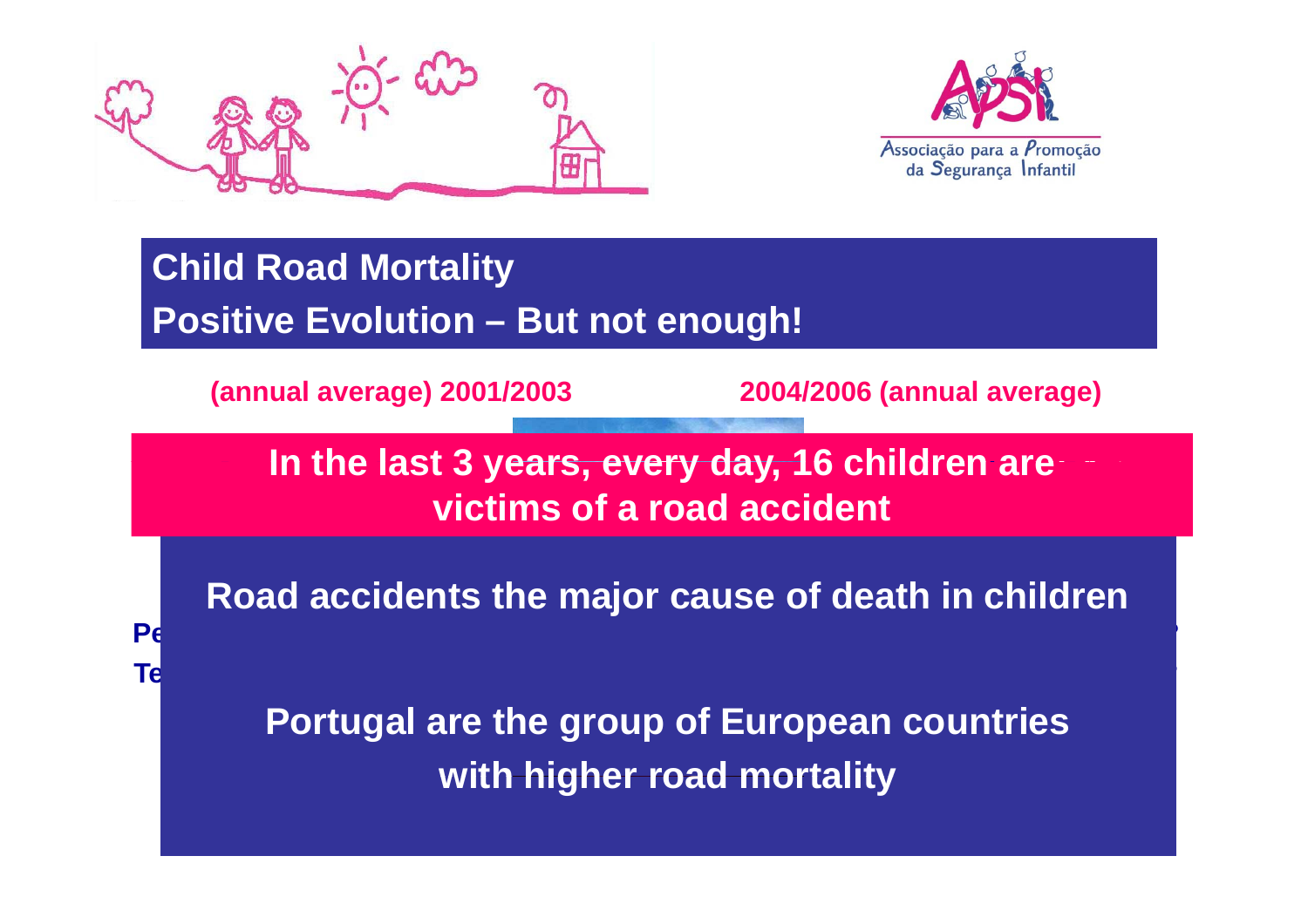## Child Road Mortality

## Positive Evolution – But not enough!

**(annual average) 2001/2003** **2004/2006 (annual average)**

**In the last 3 years, every day, 16 children are victims of a road accident**

**Road accidents the major cause of death in children**

**Pe**

**Te**

**Portugal are the group of European countries with higher road mortality**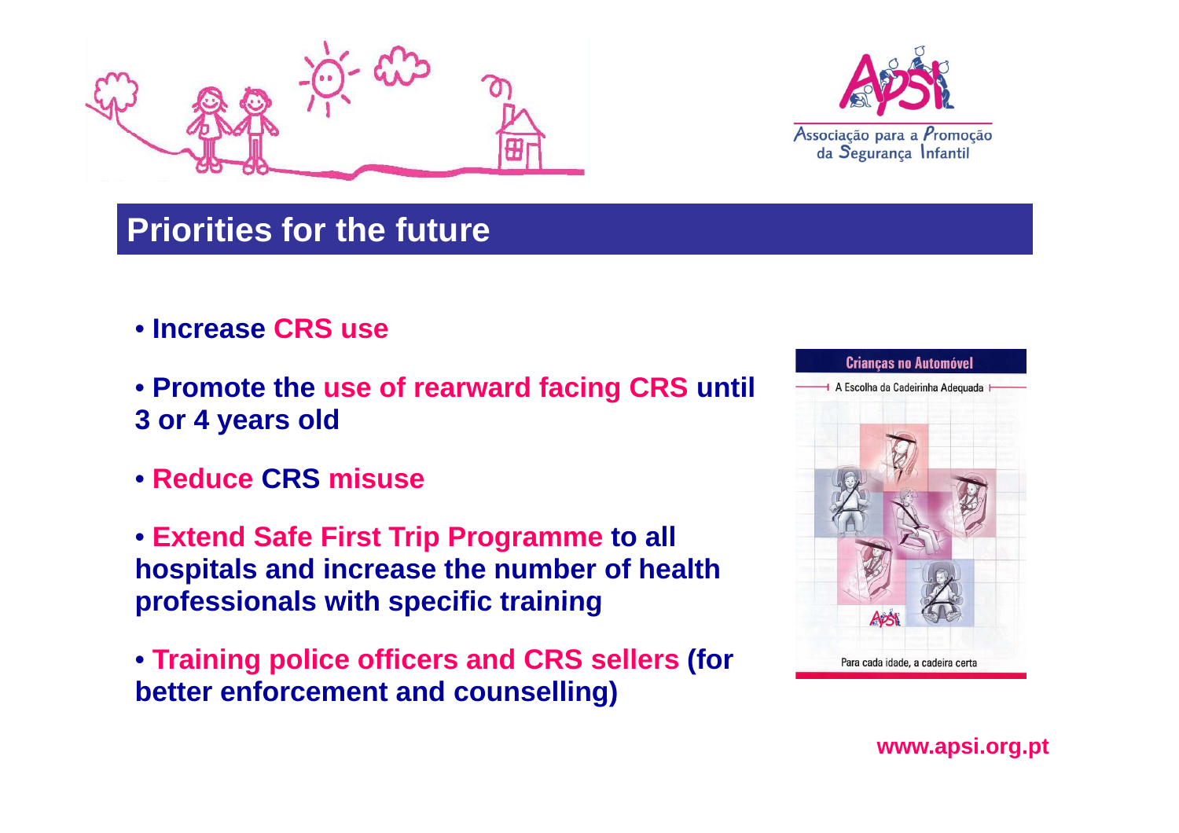Associação para a Promoção da Segurança Infantil

## Priorities for the future

- **Increase CRS use**
- **Promote the use of rearward facing CRS until 3 or 4 years old**
- **Reduce CRS misuse**
- **Extend Safe First Trip Programme to all hospitals and increase the number of health professionals with specific training**
- **Training police officers and CRS sellers (for better enforcement and counselling)**

Crianças no Automóvel

A Escolha da Cadeirinha Adequada

Para cada idade, a cadeira certa

**www.apsi.org.pt**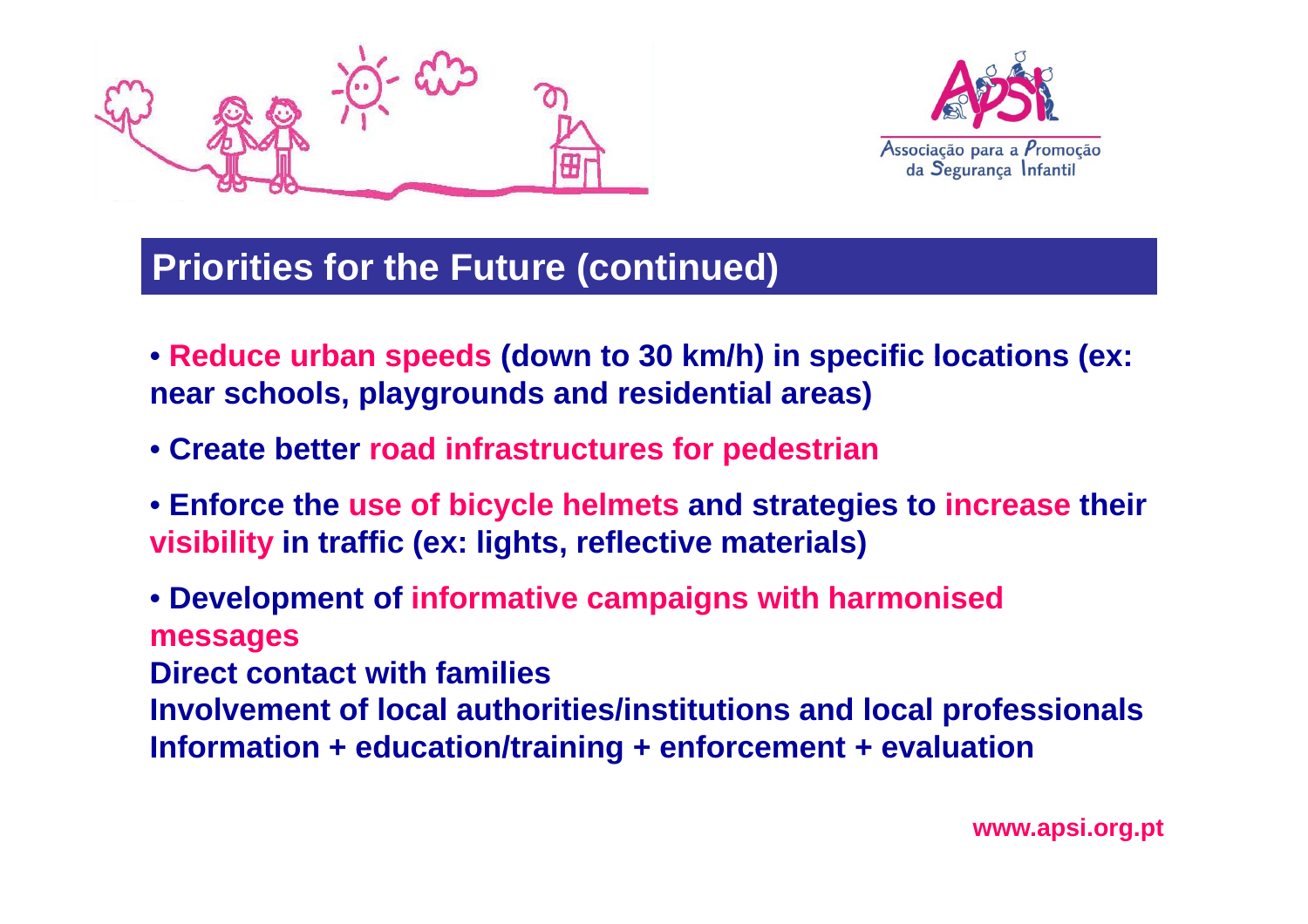## Priorities for the Future (continued)

- **Reduce urban speeds (down to 30 km/h) in specific locations (ex: near schools, playgrounds and residential areas)**
- **Create better road infrastructures for pedestrian**
- **Enforce the use of bicycle helmets and strategies to increase their visibility in traffic (ex: lights, reflective materials)**
- **Development of informative campaigns with harmonised messages**

  **Direct contact with families**

  **Involvement of local authorities/institutions and local professionals**

  **Information + education/training + enforcement + evaluation**

**www.apsi.org.pt**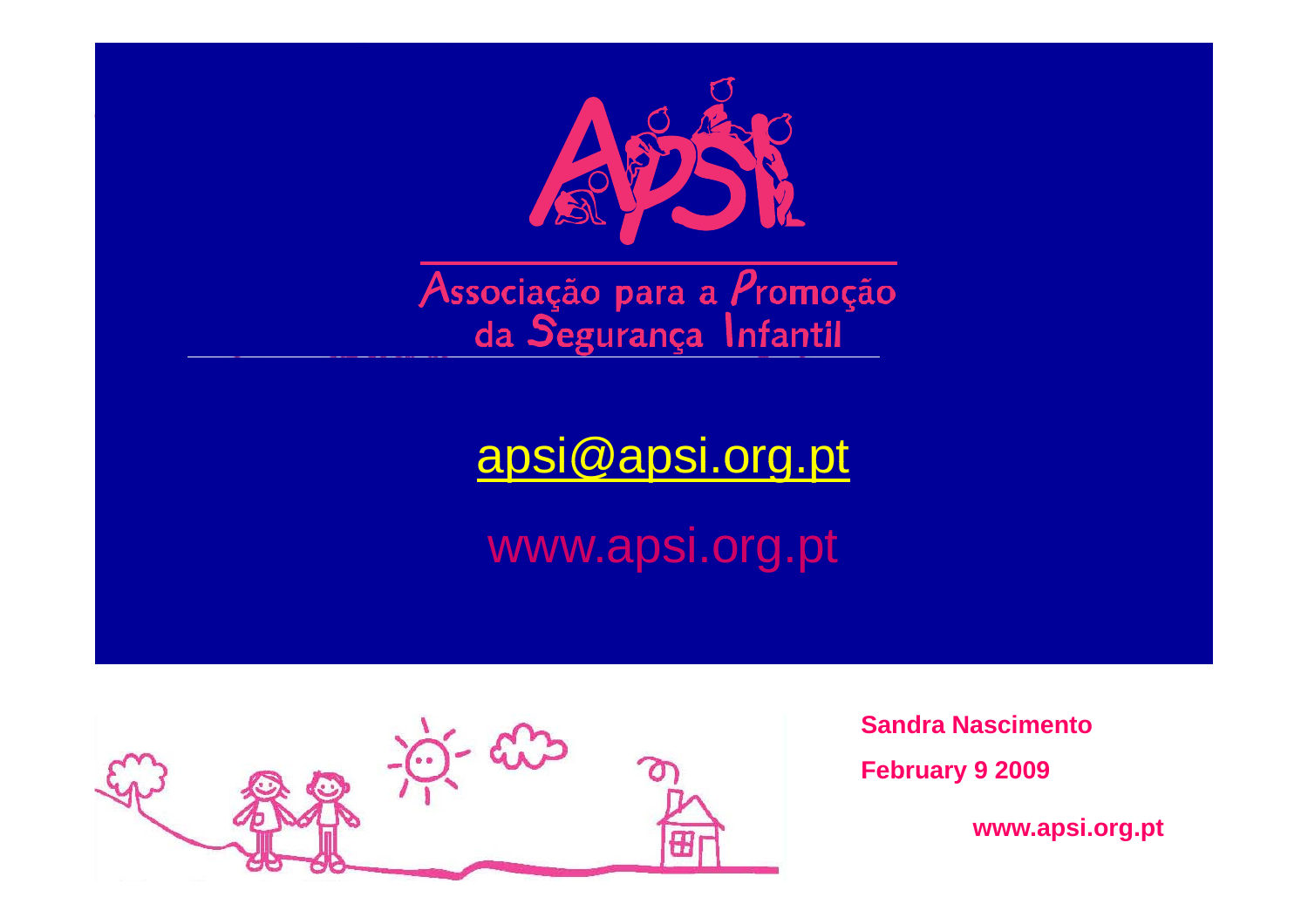Associação para a Promoção da Segurança Infantil

apsi@apsi.org.pt

www.apsi.org.pt

**Sandra Nascimento**

**February 9 2009**

**www.apsi.org.pt**